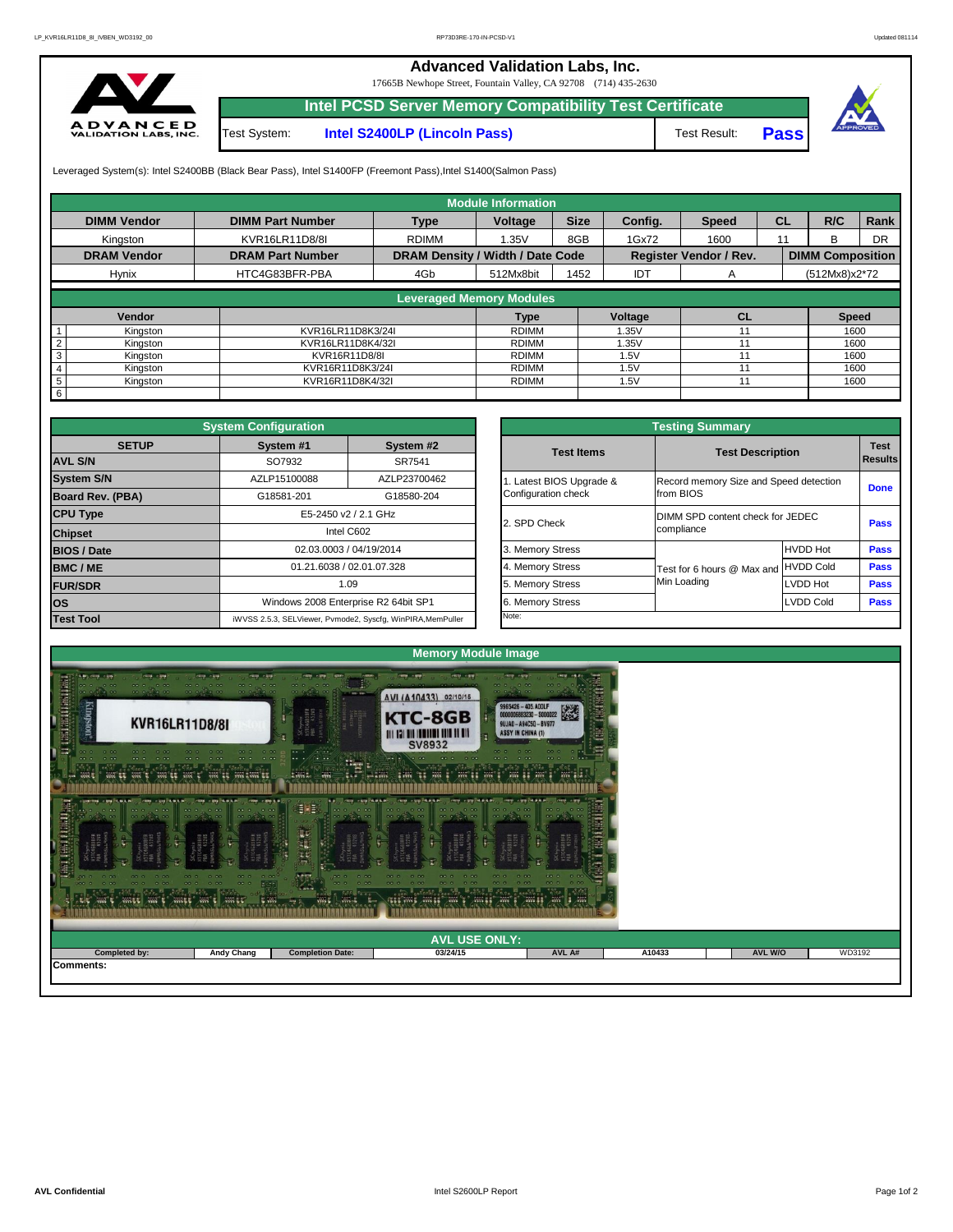# Advanced Validation Labs, Inc.

17665B Newhope Street, Fountain Valley, CA 92708 (714) 435-2630

## Intel PCSD Server Memory Compatibility Test Certificate

Test System: **Intel S2400LP (Lincoln Pass)** Test Result: **Pass**

Leveraged System(s): Intel S2400BB (Black Bear Pass), Intel S1400FP (Freemont Pass),Intel S1400(Salmon Pass)

| Module Information | | | | | | | | | |
|---|---|---|---|---|---|---|---|---|---|
| **DIMM Vendor** | **DIMM Part Number** | **Type** | **Voltage** | **Size** | **Config.** | **Speed** | **CL** | **R/C** | **Rank** |
| Kingston | KVR16LR11D8/8I | RDIMM | 1.35V | 8GB | 1Gx72 | 1600 | 11 | B | DR |
| **DRAM Vendor** | **DRAM Part Number** | **DRAM Density / Width / Date Code** | | | **Register Vendor / Rev.** | | | **DIMM Composition** | |
| Hynix | HTC4G83BFR-PBA | 4Gb | 512Mx8bit | 1452 | IDT | A | | (512Mx8)x2*72 | |

| Leveraged Memory Modules | | | | | | |
|---|---|---|---|---|---|---|
| | Vendor | | Type | Voltage | CL | Speed |
| 1 | Kingston | KVR16LR11D8K3/24I | RDIMM | 1.35V | 11 | 1600 |
| 2 | Kingston | KVR16LR11D8K4/32I | RDIMM | 1.35V | 11 | 1600 |
| 3 | Kingston | KVR16R11D8/8I | RDIMM | 1.5V | 11 | 1600 |
| 4 | Kingston | KVR16R11D8K3/24I | RDIMM | 1.5V | 11 | 1600 |
| 5 | Kingston | KVR16R11D8K4/32I | RDIMM | 1.5V | 11 | 1600 |
| 6 | | | | | | |

| System Configuration | | |
|---|---|---|
| **SETUP** | **System #1** | **System #2** |
| **AVL S/N** | SO7932 | SR7541 |
| **System S/N** | AZLP15100088 | AZLP23700462 |
| **Board Rev. (PBA)** | G18581-201 | G18580-204 |
| **CPU Type** | E5-2450 v2 / 2.1 GHz | |
| **Chipset** | Intel C602 | |
| **BIOS / Date** | 02.03.0003 / 04/19/2014 | |
| **BMC / ME** | 01.21.6038 / 02.01.07.328 | |
| **FUR/SDR** | 1.09 | |
| **OS** | Windows 2008 Enterprise R2 64bit SP1 | |
| **Test Tool** | iWVSS 2.5.3, SELViewer, Pvmode2, Syscfg, WinPIRA,MemPuller | |

| Testing Summary | | | |
|---|---|---|---|
| **Test Items** | **Test Description** | | **Test Results** |
| 1. Latest BIOS Upgrade & Configuration check | Record memory Size and Speed detection from BIOS | | Done |
| 2. SPD Check | DIMM SPD content check for JEDEC compliance | | Pass |
| 3. Memory Stress | Test for 6 hours @ Max and Min Loading | HVDD Hot | Pass |
| 4. Memory Stress | | HVDD Cold | Pass |
| 5. Memory Stress | | LVDD Hot | Pass |
| 6. Memory Stress | | LVDD Cold | Pass |
| Note: | | | |

## Memory Module Image

| AVL USE ONLY: | | | | | | | |
|---|---|---|---|---|---|---|---|
| Completed by: | Andy Chang | Completion Date: | 03/24/15 | AVL A# | A10433 | AVL W/O | WD3192 |

Comments: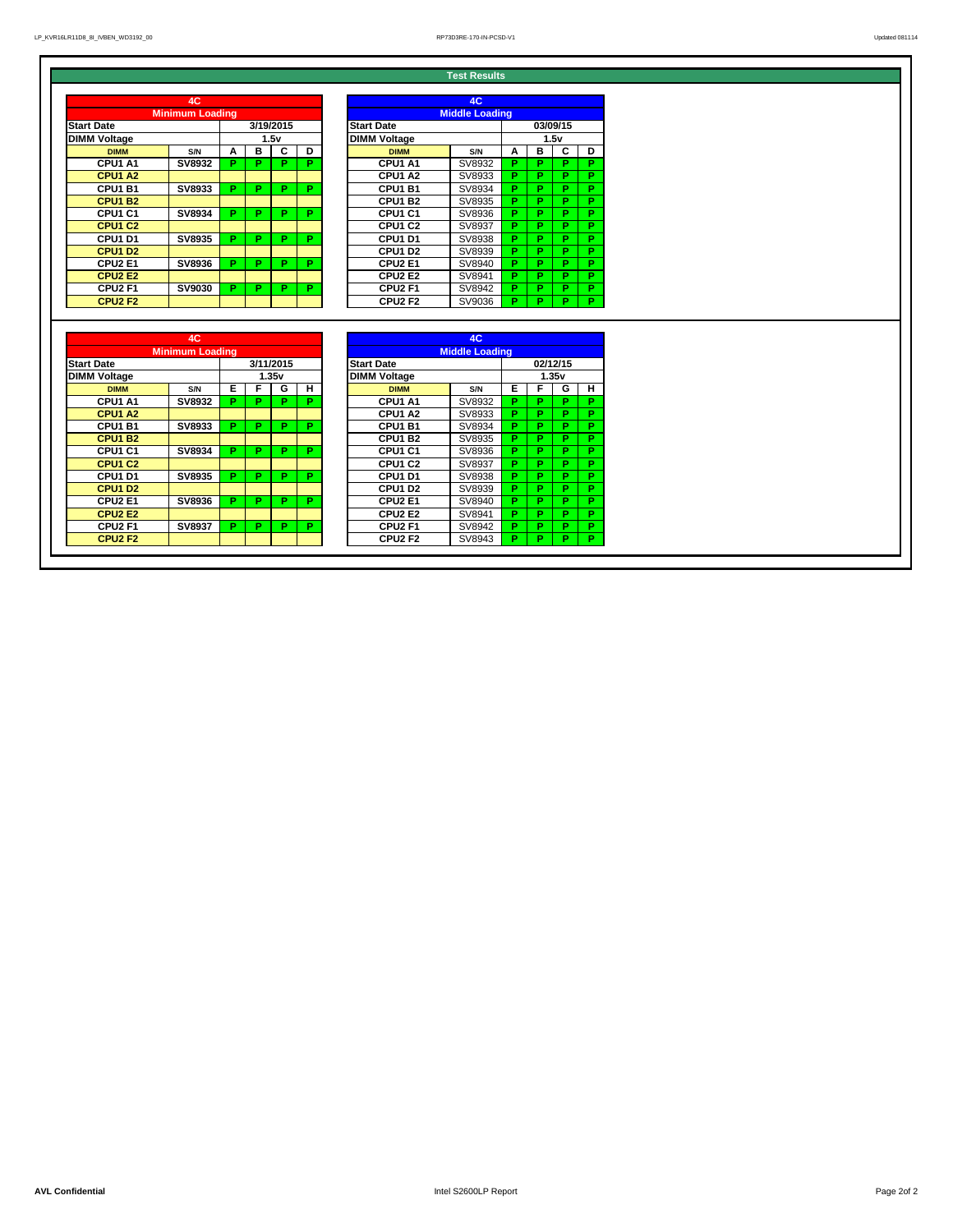# Test Results

| 4C Minimum Loading | | | | | |
|---|---|---|---|---|---|
| Start Date | | 3/19/2015 | | | |
| DIMM Voltage | | 1.5v | | | |
| DIMM | S/N | A | B | C | D |
| CPU1 A1 | SV8932 | P | P | P | P |
| CPU1 A2 | | | | | |
| CPU1 B1 | SV8933 | P | P | P | P |
| CPU1 B2 | | | | | |
| CPU1 C1 | SV8934 | P | P | P | P |
| CPU1 C2 | | | | | |
| CPU1 D1 | SV8935 | P | P | P | P |
| CPU1 D2 | | | | | |
| CPU2 E1 | SV8936 | P | P | P | P |
| CPU2 E2 | | | | | |
| CPU2 F1 | SV9030 | P | P | P | P |
| CPU2 F2 | | | | | |

| 4C Middle Loading | | | | | |
|---|---|---|---|---|---|
| Start Date | | 03/09/15 | | | |
| DIMM Voltage | | 1.5v | | | |
| DIMM | S/N | A | B | C | D |
| CPU1 A1 | SV8932 | P | P | P | P |
| CPU1 A2 | SV8933 | P | P | P | P |
| CPU1 B1 | SV8934 | P | P | P | P |
| CPU1 B2 | SV8935 | P | P | P | P |
| CPU1 C1 | SV8936 | P | P | P | P |
| CPU1 C2 | SV8937 | P | P | P | P |
| CPU1 D1 | SV8938 | P | P | P | P |
| CPU1 D2 | SV8939 | P | P | P | P |
| CPU2 E1 | SV8940 | P | P | P | P |
| CPU2 E2 | SV8941 | P | P | P | P |
| CPU2 F1 | SV8942 | P | P | P | P |
| CPU2 F2 | SV9036 | P | P | P | P |

| 4C Minimum Loading | | | | | |
|---|---|---|---|---|---|
| Start Date | | 3/11/2015 | | | |
| DIMM Voltage | | 1.35v | | | |
| DIMM | S/N | E | F | G | H |
| CPU1 A1 | SV8932 | P | P | P | P |
| CPU1 A2 | | | | | |
| CPU1 B1 | SV8933 | P | P | P | P |
| CPU1 B2 | | | | | |
| CPU1 C1 | SV8934 | P | P | P | P |
| CPU1 C2 | | | | | |
| CPU1 D1 | SV8935 | P | P | P | P |
| CPU1 D2 | | | | | |
| CPU2 E1 | SV8936 | P | P | P | P |
| CPU2 E2 | | | | | |
| CPU2 F1 | SV8937 | P | P | P | P |
| CPU2 F2 | | | | | |

| 4C Middle Loading | | | | | |
|---|---|---|---|---|---|
| Start Date | | 02/12/15 | | | |
| DIMM Voltage | | 1.35v | | | |
| DIMM | S/N | E | F | G | H |
| CPU1 A1 | SV8932 | P | P | P | P |
| CPU1 A2 | SV8933 | P | P | P | P |
| CPU1 B1 | SV8934 | P | P | P | P |
| CPU1 B2 | SV8935 | P | P | P | P |
| CPU1 C1 | SV8936 | P | P | P | P |
| CPU1 C2 | SV8937 | P | P | P | P |
| CPU1 D1 | SV8938 | P | P | P | P |
| CPU1 D2 | SV8939 | P | P | P | P |
| CPU2 E1 | SV8940 | P | P | P | P |
| CPU2 E2 | SV8941 | P | P | P | P |
| CPU2 F1 | SV8942 | P | P | P | P |
| CPU2 F2 | SV8943 | P | P | P | P |